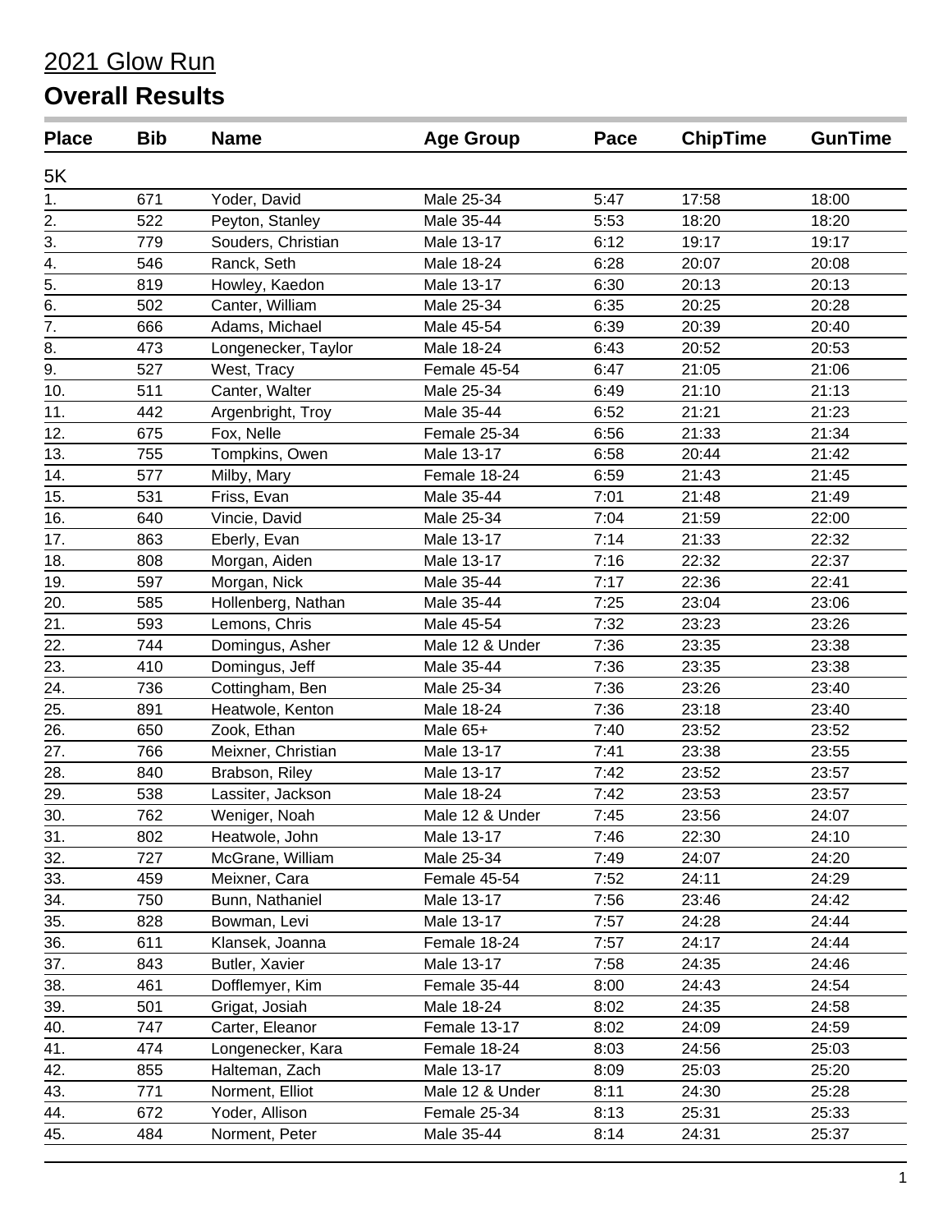# 2021 Glow Run

## Overall Results

| Place | Bib | Name | Age Group | Pace | ChipTime | GunTime |
|---|---|---|---|---|---|---|
| 5K | | | | | | |
| 1. | 671 | Yoder, David | Male 25-34 | 5:47 | 17:58 | 18:00 |
| 2. | 522 | Peyton, Stanley | Male 35-44 | 5:53 | 18:20 | 18:20 |
| 3. | 779 | Souders, Christian | Male 13-17 | 6:12 | 19:17 | 19:17 |
| 4. | 546 | Ranck, Seth | Male 18-24 | 6:28 | 20:07 | 20:08 |
| 5. | 819 | Howley, Kaedon | Male 13-17 | 6:30 | 20:13 | 20:13 |
| 6. | 502 | Canter, William | Male 25-34 | 6:35 | 20:25 | 20:28 |
| 7. | 666 | Adams, Michael | Male 45-54 | 6:39 | 20:39 | 20:40 |
| 8. | 473 | Longenecker, Taylor | Male 18-24 | 6:43 | 20:52 | 20:53 |
| 9. | 527 | West, Tracy | Female 45-54 | 6:47 | 21:05 | 21:06 |
| 10. | 511 | Canter, Walter | Male 25-34 | 6:49 | 21:10 | 21:13 |
| 11. | 442 | Argenbright, Troy | Male 35-44 | 6:52 | 21:21 | 21:23 |
| 12. | 675 | Fox, Nelle | Female 25-34 | 6:56 | 21:33 | 21:34 |
| 13. | 755 | Tompkins, Owen | Male 13-17 | 6:58 | 20:44 | 21:42 |
| 14. | 577 | Milby, Mary | Female 18-24 | 6:59 | 21:43 | 21:45 |
| 15. | 531 | Friss, Evan | Male 35-44 | 7:01 | 21:48 | 21:49 |
| 16. | 640 | Vincie, David | Male 25-34 | 7:04 | 21:59 | 22:00 |
| 17. | 863 | Eberly, Evan | Male 13-17 | 7:14 | 21:33 | 22:32 |
| 18. | 808 | Morgan, Aiden | Male 13-17 | 7:16 | 22:32 | 22:37 |
| 19. | 597 | Morgan, Nick | Male 35-44 | 7:17 | 22:36 | 22:41 |
| 20. | 585 | Hollenberg, Nathan | Male 35-44 | 7:25 | 23:04 | 23:06 |
| 21. | 593 | Lemons, Chris | Male 45-54 | 7:32 | 23:23 | 23:26 |
| 22. | 744 | Domingus, Asher | Male 12 & Under | 7:36 | 23:35 | 23:38 |
| 23. | 410 | Domingus, Jeff | Male 35-44 | 7:36 | 23:35 | 23:38 |
| 24. | 736 | Cottingham, Ben | Male 25-34 | 7:36 | 23:26 | 23:40 |
| 25. | 891 | Heatwole, Kenton | Male 18-24 | 7:36 | 23:18 | 23:40 |
| 26. | 650 | Zook, Ethan | Male 65+ | 7:40 | 23:52 | 23:52 |
| 27. | 766 | Meixner, Christian | Male 13-17 | 7:41 | 23:38 | 23:55 |
| 28. | 840 | Brabson, Riley | Male 13-17 | 7:42 | 23:52 | 23:57 |
| 29. | 538 | Lassiter, Jackson | Male 18-24 | 7:42 | 23:53 | 23:57 |
| 30. | 762 | Weniger, Noah | Male 12 & Under | 7:45 | 23:56 | 24:07 |
| 31. | 802 | Heatwole, John | Male 13-17 | 7:46 | 22:30 | 24:10 |
| 32. | 727 | McGrane, William | Male 25-34 | 7:49 | 24:07 | 24:20 |
| 33. | 459 | Meixner, Cara | Female 45-54 | 7:52 | 24:11 | 24:29 |
| 34. | 750 | Bunn, Nathaniel | Male 13-17 | 7:56 | 23:46 | 24:42 |
| 35. | 828 | Bowman, Levi | Male 13-17 | 7:57 | 24:28 | 24:44 |
| 36. | 611 | Klansek, Joanna | Female 18-24 | 7:57 | 24:17 | 24:44 |
| 37. | 843 | Butler, Xavier | Male 13-17 | 7:58 | 24:35 | 24:46 |
| 38. | 461 | Dofflemyer, Kim | Female 35-44 | 8:00 | 24:43 | 24:54 |
| 39. | 501 | Grigat, Josiah | Male 18-24 | 8:02 | 24:35 | 24:58 |
| 40. | 747 | Carter, Eleanor | Female 13-17 | 8:02 | 24:09 | 24:59 |
| 41. | 474 | Longenecker, Kara | Female 18-24 | 8:03 | 24:56 | 25:03 |
| 42. | 855 | Halteman, Zach | Male 13-17 | 8:09 | 25:03 | 25:20 |
| 43. | 771 | Norment, Elliot | Male 12 & Under | 8:11 | 24:30 | 25:28 |
| 44. | 672 | Yoder, Allison | Female 25-34 | 8:13 | 25:31 | 25:33 |
| 45. | 484 | Norment, Peter | Male 35-44 | 8:14 | 24:31 | 25:37 |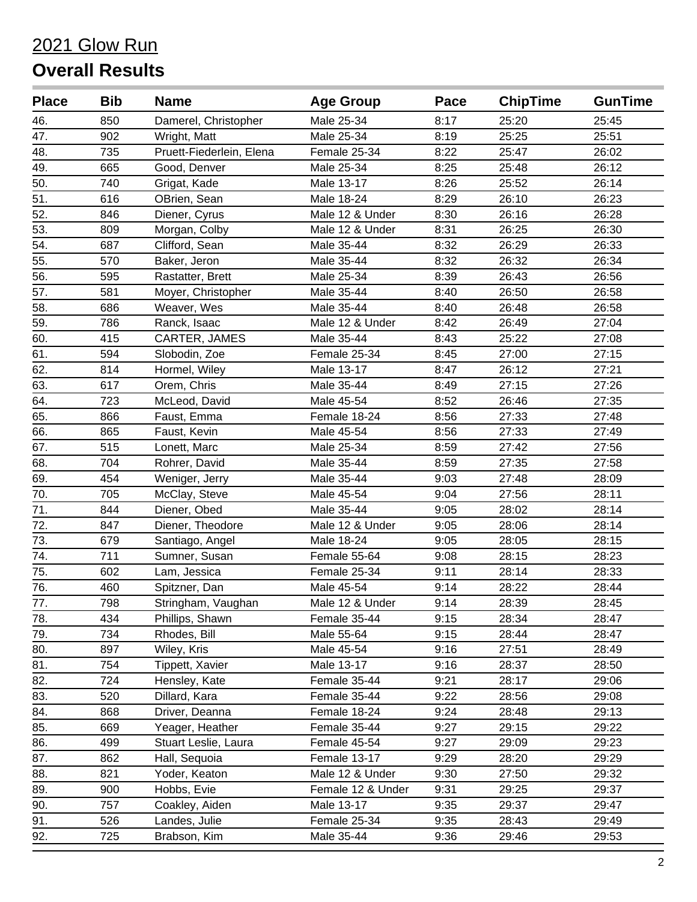# 2021 Glow Run

## Overall Results

| Place | Bib | Name | Age Group | Pace | ChipTime | GunTime |
|---|---|---|---|---|---|---|
| 46. | 850 | Damerel, Christopher | Male 25-34 | 8:17 | 25:20 | 25:45 |
| 47. | 902 | Wright, Matt | Male 25-34 | 8:19 | 25:25 | 25:51 |
| 48. | 735 | Pruett-Fiederlein, Elena | Female 25-34 | 8:22 | 25:47 | 26:02 |
| 49. | 665 | Good, Denver | Male 25-34 | 8:25 | 25:48 | 26:12 |
| 50. | 740 | Grigat, Kade | Male 13-17 | 8:26 | 25:52 | 26:14 |
| 51. | 616 | OBrien, Sean | Male 18-24 | 8:29 | 26:10 | 26:23 |
| 52. | 846 | Diener, Cyrus | Male 12 & Under | 8:30 | 26:16 | 26:28 |
| 53. | 809 | Morgan, Colby | Male 12 & Under | 8:31 | 26:25 | 26:30 |
| 54. | 687 | Clifford, Sean | Male 35-44 | 8:32 | 26:29 | 26:33 |
| 55. | 570 | Baker, Jeron | Male 35-44 | 8:32 | 26:32 | 26:34 |
| 56. | 595 | Rastatter, Brett | Male 25-34 | 8:39 | 26:43 | 26:56 |
| 57. | 581 | Moyer, Christopher | Male 35-44 | 8:40 | 26:50 | 26:58 |
| 58. | 686 | Weaver, Wes | Male 35-44 | 8:40 | 26:48 | 26:58 |
| 59. | 786 | Ranck, Isaac | Male 12 & Under | 8:42 | 26:49 | 27:04 |
| 60. | 415 | CARTER, JAMES | Male 35-44 | 8:43 | 25:22 | 27:08 |
| 61. | 594 | Slobodin, Zoe | Female 25-34 | 8:45 | 27:00 | 27:15 |
| 62. | 814 | Hormel, Wiley | Male 13-17 | 8:47 | 26:12 | 27:21 |
| 63. | 617 | Orem, Chris | Male 35-44 | 8:49 | 27:15 | 27:26 |
| 64. | 723 | McLeod, David | Male 45-54 | 8:52 | 26:46 | 27:35 |
| 65. | 866 | Faust, Emma | Female 18-24 | 8:56 | 27:33 | 27:48 |
| 66. | 865 | Faust, Kevin | Male 45-54 | 8:56 | 27:33 | 27:49 |
| 67. | 515 | Lonett, Marc | Male 25-34 | 8:59 | 27:42 | 27:56 |
| 68. | 704 | Rohrer, David | Male 35-44 | 8:59 | 27:35 | 27:58 |
| 69. | 454 | Weniger, Jerry | Male 35-44 | 9:03 | 27:48 | 28:09 |
| 70. | 705 | McClay, Steve | Male 45-54 | 9:04 | 27:56 | 28:11 |
| 71. | 844 | Diener, Obed | Male 35-44 | 9:05 | 28:02 | 28:14 |
| 72. | 847 | Diener, Theodore | Male 12 & Under | 9:05 | 28:06 | 28:14 |
| 73. | 679 | Santiago, Angel | Male 18-24 | 9:05 | 28:05 | 28:15 |
| 74. | 711 | Sumner, Susan | Female 55-64 | 9:08 | 28:15 | 28:23 |
| 75. | 602 | Lam, Jessica | Female 25-34 | 9:11 | 28:14 | 28:33 |
| 76. | 460 | Spitzner, Dan | Male 45-54 | 9:14 | 28:22 | 28:44 |
| 77. | 798 | Stringham, Vaughan | Male 12 & Under | 9:14 | 28:39 | 28:45 |
| 78. | 434 | Phillips, Shawn | Female 35-44 | 9:15 | 28:34 | 28:47 |
| 79. | 734 | Rhodes, Bill | Male 55-64 | 9:15 | 28:44 | 28:47 |
| 80. | 897 | Wiley, Kris | Male 45-54 | 9:16 | 27:51 | 28:49 |
| 81. | 754 | Tippett, Xavier | Male 13-17 | 9:16 | 28:37 | 28:50 |
| 82. | 724 | Hensley, Kate | Female 35-44 | 9:21 | 28:17 | 29:06 |
| 83. | 520 | Dillard, Kara | Female 35-44 | 9:22 | 28:56 | 29:08 |
| 84. | 868 | Driver, Deanna | Female 18-24 | 9:24 | 28:48 | 29:13 |
| 85. | 669 | Yeager, Heather | Female 35-44 | 9:27 | 29:15 | 29:22 |
| 86. | 499 | Stuart Leslie, Laura | Female 45-54 | 9:27 | 29:09 | 29:23 |
| 87. | 862 | Hall, Sequoia | Female 13-17 | 9:29 | 28:20 | 29:29 |
| 88. | 821 | Yoder, Keaton | Male 12 & Under | 9:30 | 27:50 | 29:32 |
| 89. | 900 | Hobbs, Evie | Female 12 & Under | 9:31 | 29:25 | 29:37 |
| 90. | 757 | Coakley, Aiden | Male 13-17 | 9:35 | 29:37 | 29:47 |
| 91. | 526 | Landes, Julie | Female 25-34 | 9:35 | 28:43 | 29:49 |
| 92. | 725 | Brabson, Kim | Male 35-44 | 9:36 | 29:46 | 29:53 |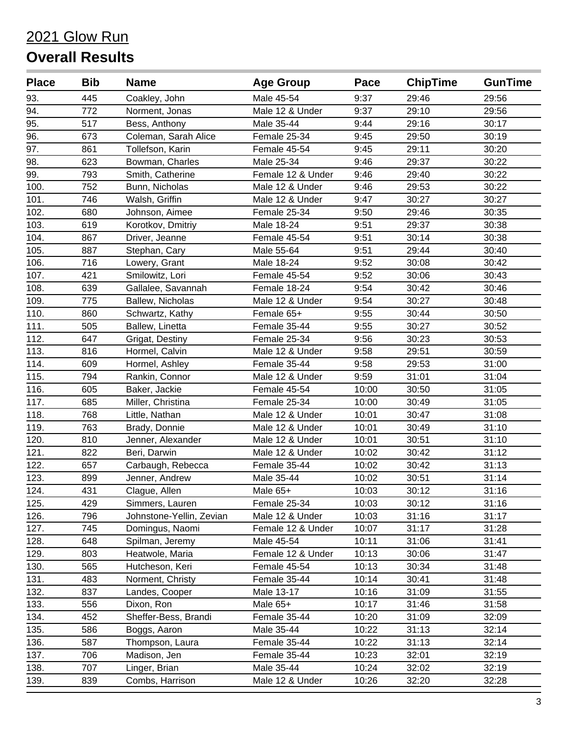# 2021 Glow Run

## Overall Results

| Place | Bib | Name | Age Group | Pace | ChipTime | GunTime |
|---|---|---|---|---|---|---|
| 93. | 445 | Coakley, John | Male 45-54 | 9:37 | 29:46 | 29:56 |
| 94. | 772 | Norment, Jonas | Male 12 & Under | 9:37 | 29:10 | 29:56 |
| 95. | 517 | Bess, Anthony | Male 35-44 | 9:44 | 29:16 | 30:17 |
| 96. | 673 | Coleman, Sarah Alice | Female 25-34 | 9:45 | 29:50 | 30:19 |
| 97. | 861 | Tollefson, Karin | Female 45-54 | 9:45 | 29:11 | 30:20 |
| 98. | 623 | Bowman, Charles | Male 25-34 | 9:46 | 29:37 | 30:22 |
| 99. | 793 | Smith, Catherine | Female 12 & Under | 9:46 | 29:40 | 30:22 |
| 100. | 752 | Bunn, Nicholas | Male 12 & Under | 9:46 | 29:53 | 30:22 |
| 101. | 746 | Walsh, Griffin | Male 12 & Under | 9:47 | 30:27 | 30:27 |
| 102. | 680 | Johnson, Aimee | Female 25-34 | 9:50 | 29:46 | 30:35 |
| 103. | 619 | Korotkov, Dmitriy | Male 18-24 | 9:51 | 29:37 | 30:38 |
| 104. | 867 | Driver, Jeanne | Female 45-54 | 9:51 | 30:14 | 30:38 |
| 105. | 887 | Stephan, Cary | Male 55-64 | 9:51 | 29:44 | 30:40 |
| 106. | 716 | Lowery, Grant | Male 18-24 | 9:52 | 30:08 | 30:42 |
| 107. | 421 | Smilowitz, Lori | Female 45-54 | 9:52 | 30:06 | 30:43 |
| 108. | 639 | Gallalee, Savannah | Female 18-24 | 9:54 | 30:42 | 30:46 |
| 109. | 775 | Ballew, Nicholas | Male 12 & Under | 9:54 | 30:27 | 30:48 |
| 110. | 860 | Schwartz, Kathy | Female 65+ | 9:55 | 30:44 | 30:50 |
| 111. | 505 | Ballew, Linetta | Female 35-44 | 9:55 | 30:27 | 30:52 |
| 112. | 647 | Grigat, Destiny | Female 25-34 | 9:56 | 30:23 | 30:53 |
| 113. | 816 | Hormel, Calvin | Male 12 & Under | 9:58 | 29:51 | 30:59 |
| 114. | 609 | Hormel, Ashley | Female 35-44 | 9:58 | 29:53 | 31:00 |
| 115. | 794 | Rankin, Connor | Male 12 & Under | 9:59 | 31:01 | 31:04 |
| 116. | 605 | Baker, Jackie | Female 45-54 | 10:00 | 30:50 | 31:05 |
| 117. | 685 | Miller, Christina | Female 25-34 | 10:00 | 30:49 | 31:05 |
| 118. | 768 | Little, Nathan | Male 12 & Under | 10:01 | 30:47 | 31:08 |
| 119. | 763 | Brady, Donnie | Male 12 & Under | 10:01 | 30:49 | 31:10 |
| 120. | 810 | Jenner, Alexander | Male 12 & Under | 10:01 | 30:51 | 31:10 |
| 121. | 822 | Beri, Darwin | Male 12 & Under | 10:02 | 30:42 | 31:12 |
| 122. | 657 | Carbaugh, Rebecca | Female 35-44 | 10:02 | 30:42 | 31:13 |
| 123. | 899 | Jenner, Andrew | Male 35-44 | 10:02 | 30:51 | 31:14 |
| 124. | 431 | Clague, Allen | Male 65+ | 10:03 | 30:12 | 31:16 |
| 125. | 429 | Simmers, Lauren | Female 25-34 | 10:03 | 30:12 | 31:16 |
| 126. | 796 | Johnstone-Yellin, Zevian | Male 12 & Under | 10:03 | 31:16 | 31:17 |
| 127. | 745 | Domingus, Naomi | Female 12 & Under | 10:07 | 31:17 | 31:28 |
| 128. | 648 | Spilman, Jeremy | Male 45-54 | 10:11 | 31:06 | 31:41 |
| 129. | 803 | Heatwole, Maria | Female 12 & Under | 10:13 | 30:06 | 31:47 |
| 130. | 565 | Hutcheson, Keri | Female 45-54 | 10:13 | 30:34 | 31:48 |
| 131. | 483 | Norment, Christy | Female 35-44 | 10:14 | 30:41 | 31:48 |
| 132. | 837 | Landes, Cooper | Male 13-17 | 10:16 | 31:09 | 31:55 |
| 133. | 556 | Dixon, Ron | Male 65+ | 10:17 | 31:46 | 31:58 |
| 134. | 452 | Sheffer-Bess, Brandi | Female 35-44 | 10:20 | 31:09 | 32:09 |
| 135. | 586 | Boggs, Aaron | Male 35-44 | 10:22 | 31:13 | 32:14 |
| 136. | 587 | Thompson, Laura | Female 35-44 | 10:22 | 31:13 | 32:14 |
| 137. | 706 | Madison, Jen | Female 35-44 | 10:23 | 32:01 | 32:19 |
| 138. | 707 | Linger, Brian | Male 35-44 | 10:24 | 32:02 | 32:19 |
| 139. | 839 | Combs, Harrison | Male 12 & Under | 10:26 | 32:20 | 32:28 |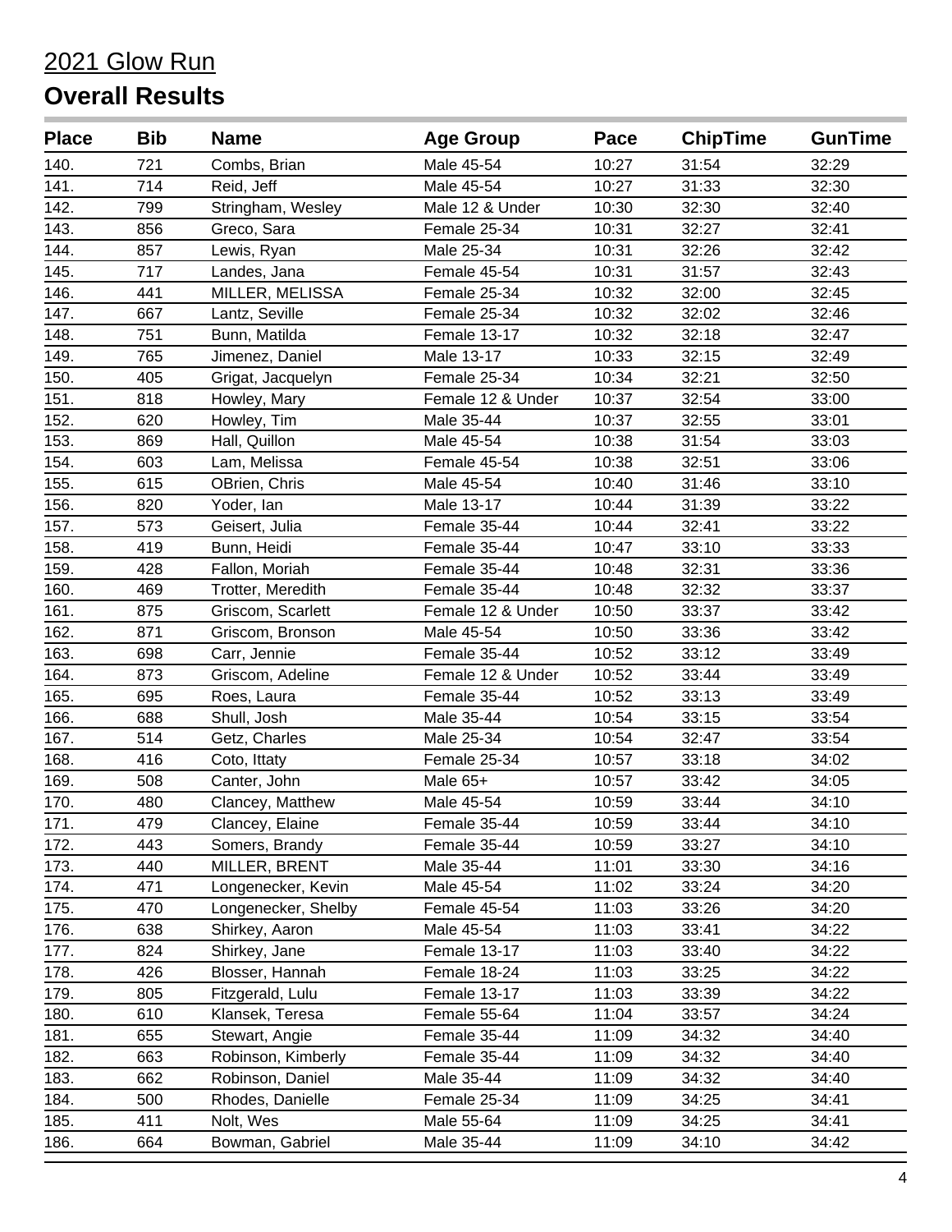2021 Glow Run

## Overall Results

| Place | Bib | Name | Age Group | Pace | ChipTime | GunTime |
|---|---|---|---|---|---|---|
| 140. | 721 | Combs, Brian | Male 45-54 | 10:27 | 31:54 | 32:29 |
| 141. | 714 | Reid, Jeff | Male 45-54 | 10:27 | 31:33 | 32:30 |
| 142. | 799 | Stringham, Wesley | Male 12 & Under | 10:30 | 32:30 | 32:40 |
| 143. | 856 | Greco, Sara | Female 25-34 | 10:31 | 32:27 | 32:41 |
| 144. | 857 | Lewis, Ryan | Male 25-34 | 10:31 | 32:26 | 32:42 |
| 145. | 717 | Landes, Jana | Female 45-54 | 10:31 | 31:57 | 32:43 |
| 146. | 441 | MILLER, MELISSA | Female 25-34 | 10:32 | 32:00 | 32:45 |
| 147. | 667 | Lantz, Seville | Female 25-34 | 10:32 | 32:02 | 32:46 |
| 148. | 751 | Bunn, Matilda | Female 13-17 | 10:32 | 32:18 | 32:47 |
| 149. | 765 | Jimenez, Daniel | Male 13-17 | 10:33 | 32:15 | 32:49 |
| 150. | 405 | Grigat, Jacquelyn | Female 25-34 | 10:34 | 32:21 | 32:50 |
| 151. | 818 | Howley, Mary | Female 12 & Under | 10:37 | 32:54 | 33:00 |
| 152. | 620 | Howley, Tim | Male 35-44 | 10:37 | 32:55 | 33:01 |
| 153. | 869 | Hall, Quillon | Male 45-54 | 10:38 | 31:54 | 33:03 |
| 154. | 603 | Lam, Melissa | Female 45-54 | 10:38 | 32:51 | 33:06 |
| 155. | 615 | OBrien, Chris | Male 45-54 | 10:40 | 31:46 | 33:10 |
| 156. | 820 | Yoder, Ian | Male 13-17 | 10:44 | 31:39 | 33:22 |
| 157. | 573 | Geisert, Julia | Female 35-44 | 10:44 | 32:41 | 33:22 |
| 158. | 419 | Bunn, Heidi | Female 35-44 | 10:47 | 33:10 | 33:33 |
| 159. | 428 | Fallon, Moriah | Female 35-44 | 10:48 | 32:31 | 33:36 |
| 160. | 469 | Trotter, Meredith | Female 35-44 | 10:48 | 32:32 | 33:37 |
| 161. | 875 | Griscom, Scarlett | Female 12 & Under | 10:50 | 33:37 | 33:42 |
| 162. | 871 | Griscom, Bronson | Male 45-54 | 10:50 | 33:36 | 33:42 |
| 163. | 698 | Carr, Jennie | Female 35-44 | 10:52 | 33:12 | 33:49 |
| 164. | 873 | Griscom, Adeline | Female 12 & Under | 10:52 | 33:44 | 33:49 |
| 165. | 695 | Roes, Laura | Female 35-44 | 10:52 | 33:13 | 33:49 |
| 166. | 688 | Shull, Josh | Male 35-44 | 10:54 | 33:15 | 33:54 |
| 167. | 514 | Getz, Charles | Male 25-34 | 10:54 | 32:47 | 33:54 |
| 168. | 416 | Coto, Ittaty | Female 25-34 | 10:57 | 33:18 | 34:02 |
| 169. | 508 | Canter, John | Male 65+ | 10:57 | 33:42 | 34:05 |
| 170. | 480 | Clancey, Matthew | Male 45-54 | 10:59 | 33:44 | 34:10 |
| 171. | 479 | Clancey, Elaine | Female 35-44 | 10:59 | 33:44 | 34:10 |
| 172. | 443 | Somers, Brandy | Female 35-44 | 10:59 | 33:27 | 34:10 |
| 173. | 440 | MILLER, BRENT | Male 35-44 | 11:01 | 33:30 | 34:16 |
| 174. | 471 | Longenecker, Kevin | Male 45-54 | 11:02 | 33:24 | 34:20 |
| 175. | 470 | Longenecker, Shelby | Female 45-54 | 11:03 | 33:26 | 34:20 |
| 176. | 638 | Shirkey, Aaron | Male 45-54 | 11:03 | 33:41 | 34:22 |
| 177. | 824 | Shirkey, Jane | Female 13-17 | 11:03 | 33:40 | 34:22 |
| 178. | 426 | Blosser, Hannah | Female 18-24 | 11:03 | 33:25 | 34:22 |
| 179. | 805 | Fitzgerald, Lulu | Female 13-17 | 11:03 | 33:39 | 34:22 |
| 180. | 610 | Klansek, Teresa | Female 55-64 | 11:04 | 33:57 | 34:24 |
| 181. | 655 | Stewart, Angie | Female 35-44 | 11:09 | 34:32 | 34:40 |
| 182. | 663 | Robinson, Kimberly | Female 35-44 | 11:09 | 34:32 | 34:40 |
| 183. | 662 | Robinson, Daniel | Male 35-44 | 11:09 | 34:32 | 34:40 |
| 184. | 500 | Rhodes, Danielle | Female 25-34 | 11:09 | 34:25 | 34:41 |
| 185. | 411 | Nolt, Wes | Male 55-64 | 11:09 | 34:25 | 34:41 |
| 186. | 664 | Bowman, Gabriel | Male 35-44 | 11:09 | 34:10 | 34:42 |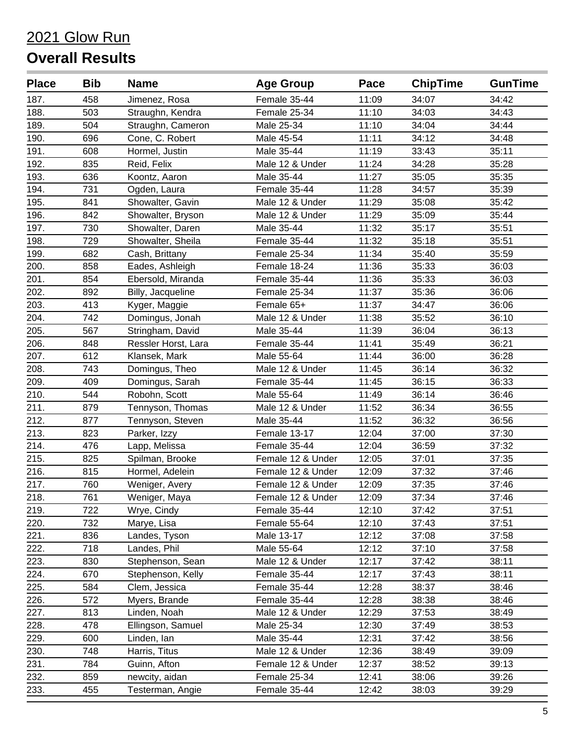# 2021 Glow Run

## Overall Results

| Place | Bib | Name | Age Group | Pace | ChipTime | GunTime |
|---|---|---|---|---|---|---|
| 187. | 458 | Jimenez, Rosa | Female 35-44 | 11:09 | 34:07 | 34:42 |
| 188. | 503 | Straughn, Kendra | Female 25-34 | 11:10 | 34:03 | 34:43 |
| 189. | 504 | Straughn, Cameron | Male 25-34 | 11:10 | 34:04 | 34:44 |
| 190. | 696 | Cone, C. Robert | Male 45-54 | 11:11 | 34:12 | 34:48 |
| 191. | 608 | Hormel, Justin | Male 35-44 | 11:19 | 33:43 | 35:11 |
| 192. | 835 | Reid, Felix | Male 12 & Under | 11:24 | 34:28 | 35:28 |
| 193. | 636 | Koontz, Aaron | Male 35-44 | 11:27 | 35:05 | 35:35 |
| 194. | 731 | Ogden, Laura | Female 35-44 | 11:28 | 34:57 | 35:39 |
| 195. | 841 | Showalter, Gavin | Male 12 & Under | 11:29 | 35:08 | 35:42 |
| 196. | 842 | Showalter, Bryson | Male 12 & Under | 11:29 | 35:09 | 35:44 |
| 197. | 730 | Showalter, Daren | Male 35-44 | 11:32 | 35:17 | 35:51 |
| 198. | 729 | Showalter, Sheila | Female 35-44 | 11:32 | 35:18 | 35:51 |
| 199. | 682 | Cash, Brittany | Female 25-34 | 11:34 | 35:40 | 35:59 |
| 200. | 858 | Eades, Ashleigh | Female 18-24 | 11:36 | 35:33 | 36:03 |
| 201. | 854 | Ebersold, Miranda | Female 35-44 | 11:36 | 35:33 | 36:03 |
| 202. | 892 | Billy, Jacqueline | Female 25-34 | 11:37 | 35:36 | 36:06 |
| 203. | 413 | Kyger, Maggie | Female 65+ | 11:37 | 34:47 | 36:06 |
| 204. | 742 | Domingus, Jonah | Male 12 & Under | 11:38 | 35:52 | 36:10 |
| 205. | 567 | Stringham, David | Male 35-44 | 11:39 | 36:04 | 36:13 |
| 206. | 848 | Ressler Horst, Lara | Female 35-44 | 11:41 | 35:49 | 36:21 |
| 207. | 612 | Klansek, Mark | Male 55-64 | 11:44 | 36:00 | 36:28 |
| 208. | 743 | Domingus, Theo | Male 12 & Under | 11:45 | 36:14 | 36:32 |
| 209. | 409 | Domingus, Sarah | Female 35-44 | 11:45 | 36:15 | 36:33 |
| 210. | 544 | Robohn, Scott | Male 55-64 | 11:49 | 36:14 | 36:46 |
| 211. | 879 | Tennyson, Thomas | Male 12 & Under | 11:52 | 36:34 | 36:55 |
| 212. | 877 | Tennyson, Steven | Male 35-44 | 11:52 | 36:32 | 36:56 |
| 213. | 823 | Parker, Izzy | Female 13-17 | 12:04 | 37:00 | 37:30 |
| 214. | 476 | Lapp, Melissa | Female 35-44 | 12:04 | 36:59 | 37:32 |
| 215. | 825 | Spilman, Brooke | Female 12 & Under | 12:05 | 37:01 | 37:35 |
| 216. | 815 | Hormel, Adelein | Female 12 & Under | 12:09 | 37:32 | 37:46 |
| 217. | 760 | Weniger, Avery | Female 12 & Under | 12:09 | 37:35 | 37:46 |
| 218. | 761 | Weniger, Maya | Female 12 & Under | 12:09 | 37:34 | 37:46 |
| 219. | 722 | Wrye, Cindy | Female 35-44 | 12:10 | 37:42 | 37:51 |
| 220. | 732 | Marye, Lisa | Female 55-64 | 12:10 | 37:43 | 37:51 |
| 221. | 836 | Landes, Tyson | Male 13-17 | 12:12 | 37:08 | 37:58 |
| 222. | 718 | Landes, Phil | Male 55-64 | 12:12 | 37:10 | 37:58 |
| 223. | 830 | Stephenson, Sean | Male 12 & Under | 12:17 | 37:42 | 38:11 |
| 224. | 670 | Stephenson, Kelly | Female 35-44 | 12:17 | 37:43 | 38:11 |
| 225. | 584 | Clem, Jessica | Female 35-44 | 12:28 | 38:37 | 38:46 |
| 226. | 572 | Myers, Brande | Female 35-44 | 12:28 | 38:38 | 38:46 |
| 227. | 813 | Linden, Noah | Male 12 & Under | 12:29 | 37:53 | 38:49 |
| 228. | 478 | Ellingson, Samuel | Male 25-34 | 12:30 | 37:49 | 38:53 |
| 229. | 600 | Linden, Ian | Male 35-44 | 12:31 | 37:42 | 38:56 |
| 230. | 748 | Harris, Titus | Male 12 & Under | 12:36 | 38:49 | 39:09 |
| 231. | 784 | Guinn, Afton | Female 12 & Under | 12:37 | 38:52 | 39:13 |
| 232. | 859 | newcity, aidan | Female 25-34 | 12:41 | 38:06 | 39:26 |
| 233. | 455 | Testerman, Angie | Female 35-44 | 12:42 | 38:03 | 39:29 |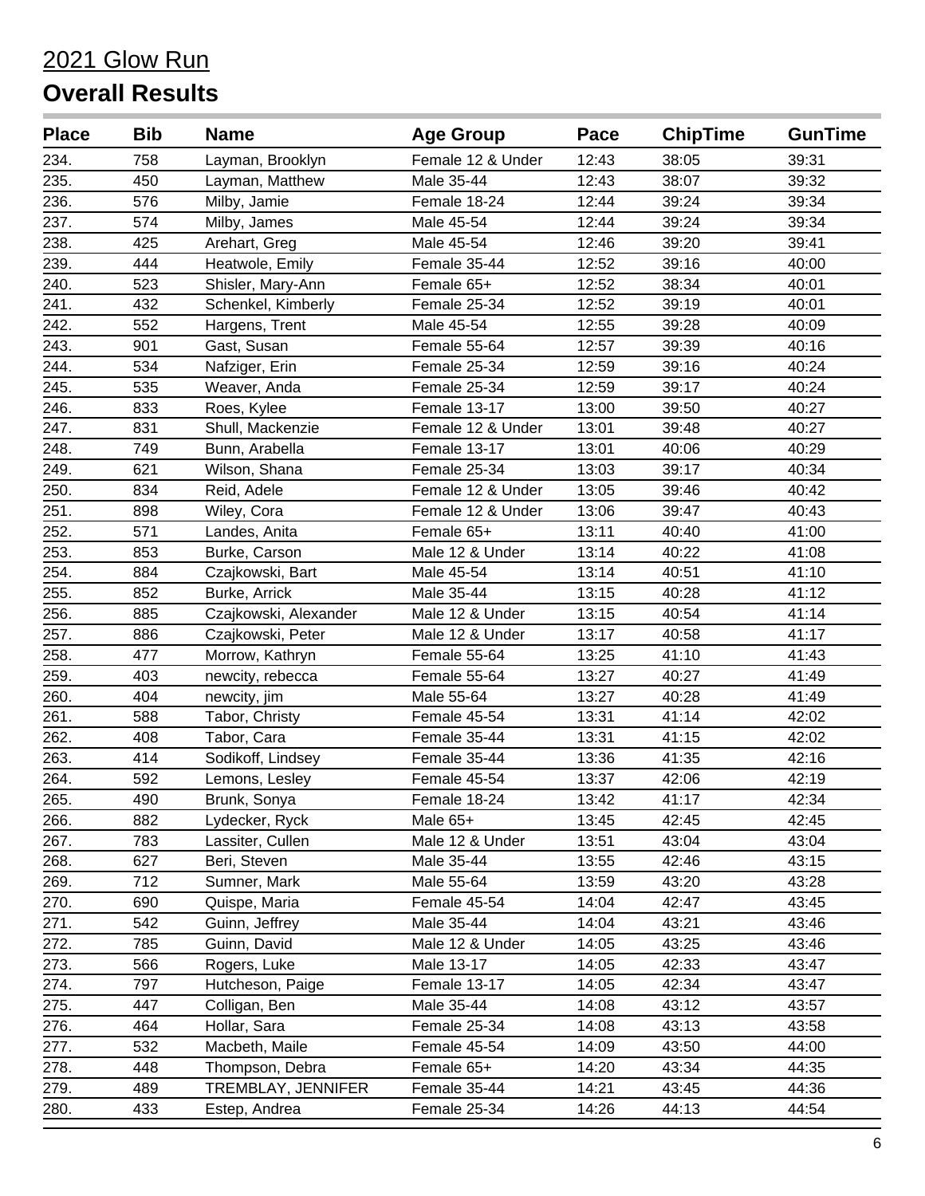# 2021 Glow Run

## Overall Results

| Place | Bib | Name | Age Group | Pace | ChipTime | GunTime |
|---|---|---|---|---|---|---|
| 234. | 758 | Layman, Brooklyn | Female 12 & Under | 12:43 | 38:05 | 39:31 |
| 235. | 450 | Layman, Matthew | Male 35-44 | 12:43 | 38:07 | 39:32 |
| 236. | 576 | Milby, Jamie | Female 18-24 | 12:44 | 39:24 | 39:34 |
| 237. | 574 | Milby, James | Male 45-54 | 12:44 | 39:24 | 39:34 |
| 238. | 425 | Arehart, Greg | Male 45-54 | 12:46 | 39:20 | 39:41 |
| 239. | 444 | Heatwole, Emily | Female 35-44 | 12:52 | 39:16 | 40:00 |
| 240. | 523 | Shisler, Mary-Ann | Female 65+ | 12:52 | 38:34 | 40:01 |
| 241. | 432 | Schenkel, Kimberly | Female 25-34 | 12:52 | 39:19 | 40:01 |
| 242. | 552 | Hargens, Trent | Male 45-54 | 12:55 | 39:28 | 40:09 |
| 243. | 901 | Gast, Susan | Female 55-64 | 12:57 | 39:39 | 40:16 |
| 244. | 534 | Nafziger, Erin | Female 25-34 | 12:59 | 39:16 | 40:24 |
| 245. | 535 | Weaver, Anda | Female 25-34 | 12:59 | 39:17 | 40:24 |
| 246. | 833 | Roes, Kylee | Female 13-17 | 13:00 | 39:50 | 40:27 |
| 247. | 831 | Shull, Mackenzie | Female 12 & Under | 13:01 | 39:48 | 40:27 |
| 248. | 749 | Bunn, Arabella | Female 13-17 | 13:01 | 40:06 | 40:29 |
| 249. | 621 | Wilson, Shana | Female 25-34 | 13:03 | 39:17 | 40:34 |
| 250. | 834 | Reid, Adele | Female 12 & Under | 13:05 | 39:46 | 40:42 |
| 251. | 898 | Wiley, Cora | Female 12 & Under | 13:06 | 39:47 | 40:43 |
| 252. | 571 | Landes, Anita | Female 65+ | 13:11 | 40:40 | 41:00 |
| 253. | 853 | Burke, Carson | Male 12 & Under | 13:14 | 40:22 | 41:08 |
| 254. | 884 | Czajkowski, Bart | Male 45-54 | 13:14 | 40:51 | 41:10 |
| 255. | 852 | Burke, Arrick | Male 35-44 | 13:15 | 40:28 | 41:12 |
| 256. | 885 | Czajkowski, Alexander | Male 12 & Under | 13:15 | 40:54 | 41:14 |
| 257. | 886 | Czajkowski, Peter | Male 12 & Under | 13:17 | 40:58 | 41:17 |
| 258. | 477 | Morrow, Kathryn | Female 55-64 | 13:25 | 41:10 | 41:43 |
| 259. | 403 | newcity, rebecca | Female 55-64 | 13:27 | 40:27 | 41:49 |
| 260. | 404 | newcity, jim | Male 55-64 | 13:27 | 40:28 | 41:49 |
| 261. | 588 | Tabor, Christy | Female 45-54 | 13:31 | 41:14 | 42:02 |
| 262. | 408 | Tabor, Cara | Female 35-44 | 13:31 | 41:15 | 42:02 |
| 263. | 414 | Sodikoff, Lindsey | Female 35-44 | 13:36 | 41:35 | 42:16 |
| 264. | 592 | Lemons, Lesley | Female 45-54 | 13:37 | 42:06 | 42:19 |
| 265. | 490 | Brunk, Sonya | Female 18-24 | 13:42 | 41:17 | 42:34 |
| 266. | 882 | Lydecker, Ryck | Male 65+ | 13:45 | 42:45 | 42:45 |
| 267. | 783 | Lassiter, Cullen | Male 12 & Under | 13:51 | 43:04 | 43:04 |
| 268. | 627 | Beri, Steven | Male 35-44 | 13:55 | 42:46 | 43:15 |
| 269. | 712 | Sumner, Mark | Male 55-64 | 13:59 | 43:20 | 43:28 |
| 270. | 690 | Quispe, Maria | Female 45-54 | 14:04 | 42:47 | 43:45 |
| 271. | 542 | Guinn, Jeffrey | Male 35-44 | 14:04 | 43:21 | 43:46 |
| 272. | 785 | Guinn, David | Male 12 & Under | 14:05 | 43:25 | 43:46 |
| 273. | 566 | Rogers, Luke | Male 13-17 | 14:05 | 42:33 | 43:47 |
| 274. | 797 | Hutcheson, Paige | Female 13-17 | 14:05 | 42:34 | 43:47 |
| 275. | 447 | Colligan, Ben | Male 35-44 | 14:08 | 43:12 | 43:57 |
| 276. | 464 | Hollar, Sara | Female 25-34 | 14:08 | 43:13 | 43:58 |
| 277. | 532 | Macbeth, Maile | Female 45-54 | 14:09 | 43:50 | 44:00 |
| 278. | 448 | Thompson, Debra | Female 65+ | 14:20 | 43:34 | 44:35 |
| 279. | 489 | TREMBLAY, JENNIFER | Female 35-44 | 14:21 | 43:45 | 44:36 |
| 280. | 433 | Estep, Andrea | Female 25-34 | 14:26 | 44:13 | 44:54 |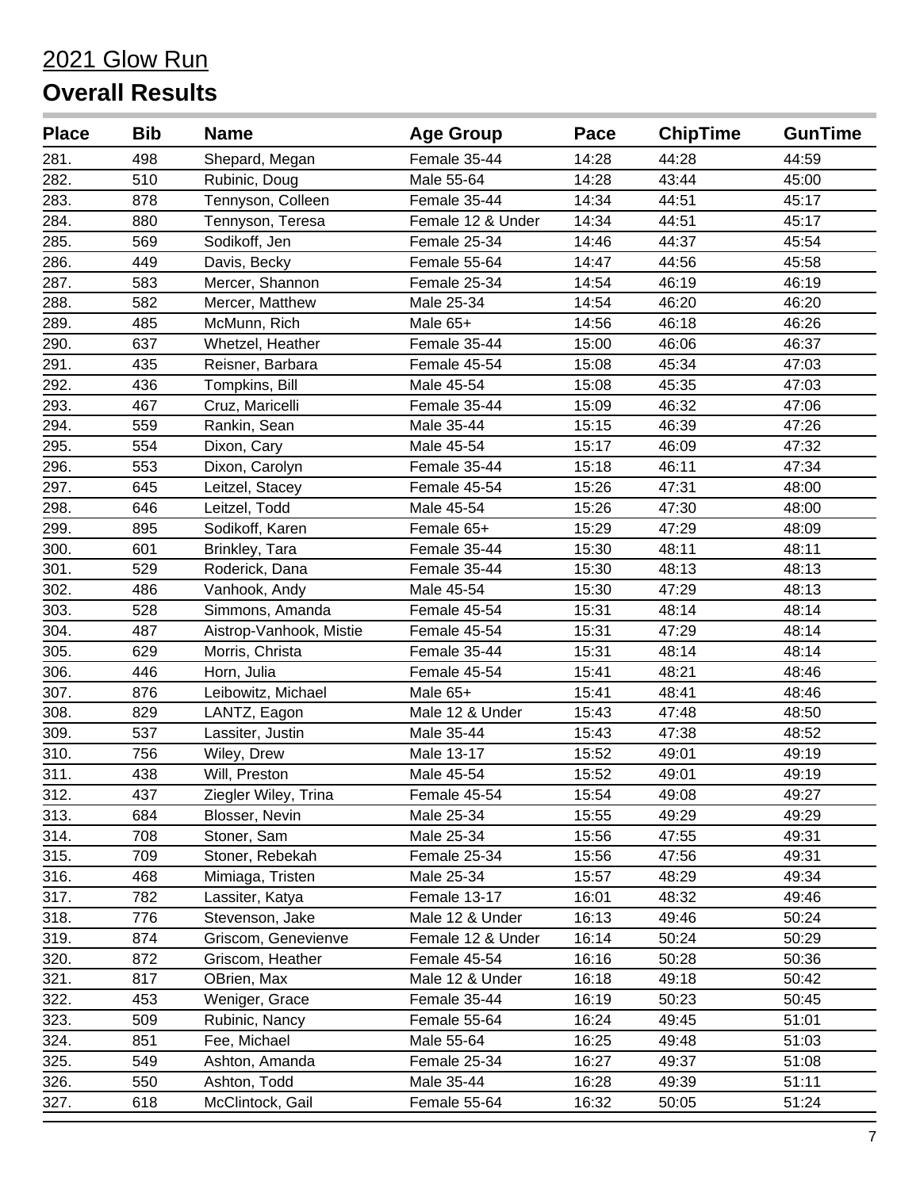# 2021 Glow Run

## Overall Results

| Place | Bib | Name | Age Group | Pace | ChipTime | GunTime |
|---|---|---|---|---|---|---|
| 281. | 498 | Shepard, Megan | Female 35-44 | 14:28 | 44:28 | 44:59 |
| 282. | 510 | Rubinic, Doug | Male 55-64 | 14:28 | 43:44 | 45:00 |
| 283. | 878 | Tennyson, Colleen | Female 35-44 | 14:34 | 44:51 | 45:17 |
| 284. | 880 | Tennyson, Teresa | Female 12 & Under | 14:34 | 44:51 | 45:17 |
| 285. | 569 | Sodikoff, Jen | Female 25-34 | 14:46 | 44:37 | 45:54 |
| 286. | 449 | Davis, Becky | Female 55-64 | 14:47 | 44:56 | 45:58 |
| 287. | 583 | Mercer, Shannon | Female 25-34 | 14:54 | 46:19 | 46:19 |
| 288. | 582 | Mercer, Matthew | Male 25-34 | 14:54 | 46:20 | 46:20 |
| 289. | 485 | McMunn, Rich | Male 65+ | 14:56 | 46:18 | 46:26 |
| 290. | 637 | Whetzel, Heather | Female 35-44 | 15:00 | 46:06 | 46:37 |
| 291. | 435 | Reisner, Barbara | Female 45-54 | 15:08 | 45:34 | 47:03 |
| 292. | 436 | Tompkins, Bill | Male 45-54 | 15:08 | 45:35 | 47:03 |
| 293. | 467 | Cruz, Maricelli | Female 35-44 | 15:09 | 46:32 | 47:06 |
| 294. | 559 | Rankin, Sean | Male 35-44 | 15:15 | 46:39 | 47:26 |
| 295. | 554 | Dixon, Cary | Male 45-54 | 15:17 | 46:09 | 47:32 |
| 296. | 553 | Dixon, Carolyn | Female 35-44 | 15:18 | 46:11 | 47:34 |
| 297. | 645 | Leitzel, Stacey | Female 45-54 | 15:26 | 47:31 | 48:00 |
| 298. | 646 | Leitzel, Todd | Male 45-54 | 15:26 | 47:30 | 48:00 |
| 299. | 895 | Sodikoff, Karen | Female 65+ | 15:29 | 47:29 | 48:09 |
| 300. | 601 | Brinkley, Tara | Female 35-44 | 15:30 | 48:11 | 48:11 |
| 301. | 529 | Roderick, Dana | Female 35-44 | 15:30 | 48:13 | 48:13 |
| 302. | 486 | Vanhook, Andy | Male 45-54 | 15:30 | 47:29 | 48:13 |
| 303. | 528 | Simmons, Amanda | Female 45-54 | 15:31 | 48:14 | 48:14 |
| 304. | 487 | Aistrop-Vanhook, Mistie | Female 45-54 | 15:31 | 47:29 | 48:14 |
| 305. | 629 | Morris, Christa | Female 35-44 | 15:31 | 48:14 | 48:14 |
| 306. | 446 | Horn, Julia | Female 45-54 | 15:41 | 48:21 | 48:46 |
| 307. | 876 | Leibowitz, Michael | Male 65+ | 15:41 | 48:41 | 48:46 |
| 308. | 829 | LANTZ, Eagon | Male 12 & Under | 15:43 | 47:48 | 48:50 |
| 309. | 537 | Lassiter, Justin | Male 35-44 | 15:43 | 47:38 | 48:52 |
| 310. | 756 | Wiley, Drew | Male 13-17 | 15:52 | 49:01 | 49:19 |
| 311. | 438 | Will, Preston | Male 45-54 | 15:52 | 49:01 | 49:19 |
| 312. | 437 | Ziegler Wiley, Trina | Female 45-54 | 15:54 | 49:08 | 49:27 |
| 313. | 684 | Blosser, Nevin | Male 25-34 | 15:55 | 49:29 | 49:29 |
| 314. | 708 | Stoner, Sam | Male 25-34 | 15:56 | 47:55 | 49:31 |
| 315. | 709 | Stoner, Rebekah | Female 25-34 | 15:56 | 47:56 | 49:31 |
| 316. | 468 | Mimiaga, Tristen | Male 25-34 | 15:57 | 48:29 | 49:34 |
| 317. | 782 | Lassiter, Katya | Female 13-17 | 16:01 | 48:32 | 49:46 |
| 318. | 776 | Stevenson, Jake | Male 12 & Under | 16:13 | 49:46 | 50:24 |
| 319. | 874 | Griscom, Genevienve | Female 12 & Under | 16:14 | 50:24 | 50:29 |
| 320. | 872 | Griscom, Heather | Female 45-54 | 16:16 | 50:28 | 50:36 |
| 321. | 817 | OBrien, Max | Male 12 & Under | 16:18 | 49:18 | 50:42 |
| 322. | 453 | Weniger, Grace | Female 35-44 | 16:19 | 50:23 | 50:45 |
| 323. | 509 | Rubinic, Nancy | Female 55-64 | 16:24 | 49:45 | 51:01 |
| 324. | 851 | Fee, Michael | Male 55-64 | 16:25 | 49:48 | 51:03 |
| 325. | 549 | Ashton, Amanda | Female 25-34 | 16:27 | 49:37 | 51:08 |
| 326. | 550 | Ashton, Todd | Male 35-44 | 16:28 | 49:39 | 51:11 |
| 327. | 618 | McClintock, Gail | Female 55-64 | 16:32 | 50:05 | 51:24 |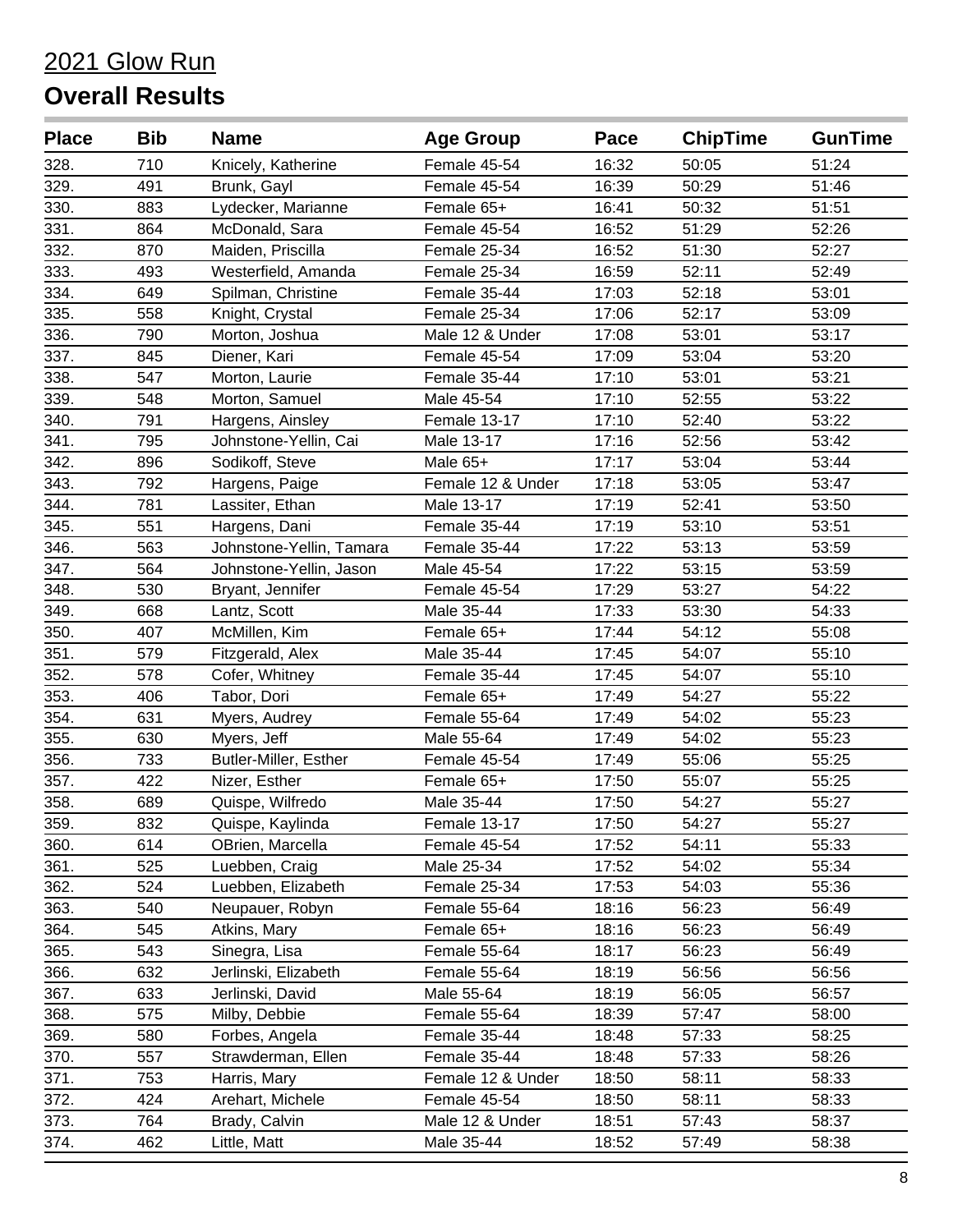# 2021 Glow Run

## Overall Results

| Place | Bib | Name | Age Group | Pace | ChipTime | GunTime |
|---|---|---|---|---|---|---|
| 328. | 710 | Knicely, Katherine | Female 45-54 | 16:32 | 50:05 | 51:24 |
| 329. | 491 | Brunk, Gayl | Female 45-54 | 16:39 | 50:29 | 51:46 |
| 330. | 883 | Lydecker, Marianne | Female 65+ | 16:41 | 50:32 | 51:51 |
| 331. | 864 | McDonald, Sara | Female 45-54 | 16:52 | 51:29 | 52:26 |
| 332. | 870 | Maiden, Priscilla | Female 25-34 | 16:52 | 51:30 | 52:27 |
| 333. | 493 | Westerfield, Amanda | Female 25-34 | 16:59 | 52:11 | 52:49 |
| 334. | 649 | Spilman, Christine | Female 35-44 | 17:03 | 52:18 | 53:01 |
| 335. | 558 | Knight, Crystal | Female 25-34 | 17:06 | 52:17 | 53:09 |
| 336. | 790 | Morton, Joshua | Male 12 & Under | 17:08 | 53:01 | 53:17 |
| 337. | 845 | Diener, Kari | Female 45-54 | 17:09 | 53:04 | 53:20 |
| 338. | 547 | Morton, Laurie | Female 35-44 | 17:10 | 53:01 | 53:21 |
| 339. | 548 | Morton, Samuel | Male 45-54 | 17:10 | 52:55 | 53:22 |
| 340. | 791 | Hargens, Ainsley | Female 13-17 | 17:10 | 52:40 | 53:22 |
| 341. | 795 | Johnstone-Yellin, Cai | Male 13-17 | 17:16 | 52:56 | 53:42 |
| 342. | 896 | Sodikoff, Steve | Male 65+ | 17:17 | 53:04 | 53:44 |
| 343. | 792 | Hargens, Paige | Female 12 & Under | 17:18 | 53:05 | 53:47 |
| 344. | 781 | Lassiter, Ethan | Male 13-17 | 17:19 | 52:41 | 53:50 |
| 345. | 551 | Hargens, Dani | Female 35-44 | 17:19 | 53:10 | 53:51 |
| 346. | 563 | Johnstone-Yellin, Tamara | Female 35-44 | 17:22 | 53:13 | 53:59 |
| 347. | 564 | Johnstone-Yellin, Jason | Male 45-54 | 17:22 | 53:15 | 53:59 |
| 348. | 530 | Bryant, Jennifer | Female 45-54 | 17:29 | 53:27 | 54:22 |
| 349. | 668 | Lantz, Scott | Male 35-44 | 17:33 | 53:30 | 54:33 |
| 350. | 407 | McMillen, Kim | Female 65+ | 17:44 | 54:12 | 55:08 |
| 351. | 579 | Fitzgerald, Alex | Male 35-44 | 17:45 | 54:07 | 55:10 |
| 352. | 578 | Cofer, Whitney | Female 35-44 | 17:45 | 54:07 | 55:10 |
| 353. | 406 | Tabor, Dori | Female 65+ | 17:49 | 54:27 | 55:22 |
| 354. | 631 | Myers, Audrey | Female 55-64 | 17:49 | 54:02 | 55:23 |
| 355. | 630 | Myers, Jeff | Male 55-64 | 17:49 | 54:02 | 55:23 |
| 356. | 733 | Butler-Miller, Esther | Female 45-54 | 17:49 | 55:06 | 55:25 |
| 357. | 422 | Nizer, Esther | Female 65+ | 17:50 | 55:07 | 55:25 |
| 358. | 689 | Quispe, Wilfredo | Male 35-44 | 17:50 | 54:27 | 55:27 |
| 359. | 832 | Quispe, Kaylinda | Female 13-17 | 17:50 | 54:27 | 55:27 |
| 360. | 614 | OBrien, Marcella | Female 45-54 | 17:52 | 54:11 | 55:33 |
| 361. | 525 | Luebben, Craig | Male 25-34 | 17:52 | 54:02 | 55:34 |
| 362. | 524 | Luebben, Elizabeth | Female 25-34 | 17:53 | 54:03 | 55:36 |
| 363. | 540 | Neupauer, Robyn | Female 55-64 | 18:16 | 56:23 | 56:49 |
| 364. | 545 | Atkins, Mary | Female 65+ | 18:16 | 56:23 | 56:49 |
| 365. | 543 | Sinegra, Lisa | Female 55-64 | 18:17 | 56:23 | 56:49 |
| 366. | 632 | Jerlinski, Elizabeth | Female 55-64 | 18:19 | 56:56 | 56:56 |
| 367. | 633 | Jerlinski, David | Male 55-64 | 18:19 | 56:05 | 56:57 |
| 368. | 575 | Milby, Debbie | Female 55-64 | 18:39 | 57:47 | 58:00 |
| 369. | 580 | Forbes, Angela | Female 35-44 | 18:48 | 57:33 | 58:25 |
| 370. | 557 | Strawderman, Ellen | Female 35-44 | 18:48 | 57:33 | 58:26 |
| 371. | 753 | Harris, Mary | Female 12 & Under | 18:50 | 58:11 | 58:33 |
| 372. | 424 | Arehart, Michele | Female 45-54 | 18:50 | 58:11 | 58:33 |
| 373. | 764 | Brady, Calvin | Male 12 & Under | 18:51 | 57:43 | 58:37 |
| 374. | 462 | Little, Matt | Male 35-44 | 18:52 | 57:49 | 58:38 |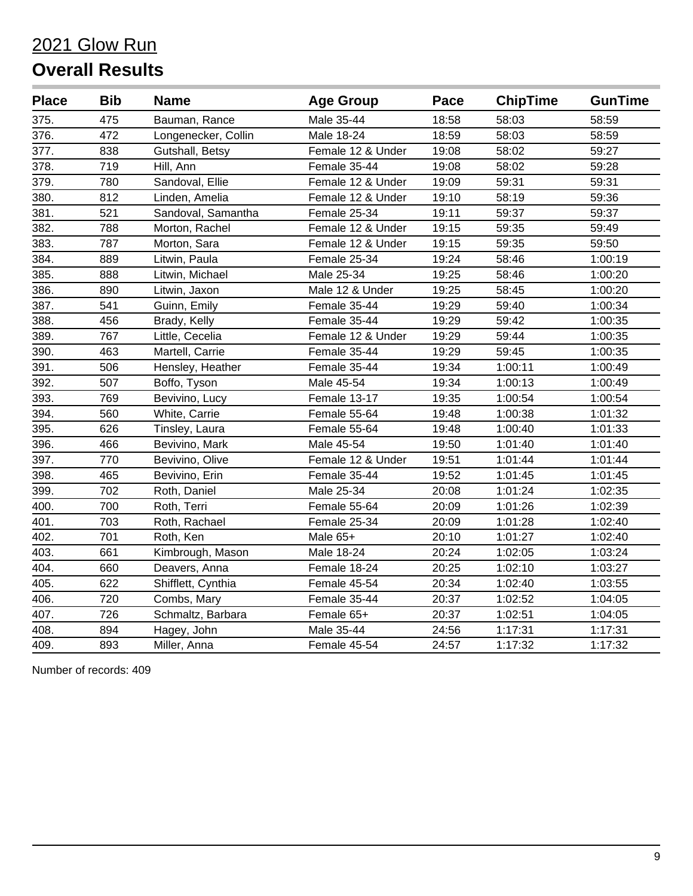# 2021 Glow Run

## Overall Results

| Place | Bib | Name | Age Group | Pace | ChipTime | GunTime |
|---|---|---|---|---|---|---|
| 375. | 475 | Bauman, Rance | Male 35-44 | 18:58 | 58:03 | 58:59 |
| 376. | 472 | Longenecker, Collin | Male 18-24 | 18:59 | 58:03 | 58:59 |
| 377. | 838 | Gutshall, Betsy | Female 12 & Under | 19:08 | 58:02 | 59:27 |
| 378. | 719 | Hill, Ann | Female 35-44 | 19:08 | 58:02 | 59:28 |
| 379. | 780 | Sandoval, Ellie | Female 12 & Under | 19:09 | 59:31 | 59:31 |
| 380. | 812 | Linden, Amelia | Female 12 & Under | 19:10 | 58:19 | 59:36 |
| 381. | 521 | Sandoval, Samantha | Female 25-34 | 19:11 | 59:37 | 59:37 |
| 382. | 788 | Morton, Rachel | Female 12 & Under | 19:15 | 59:35 | 59:49 |
| 383. | 787 | Morton, Sara | Female 12 & Under | 19:15 | 59:35 | 59:50 |
| 384. | 889 | Litwin, Paula | Female 25-34 | 19:24 | 58:46 | 1:00:19 |
| 385. | 888 | Litwin, Michael | Male 25-34 | 19:25 | 58:46 | 1:00:20 |
| 386. | 890 | Litwin, Jaxon | Male 12 & Under | 19:25 | 58:45 | 1:00:20 |
| 387. | 541 | Guinn, Emily | Female 35-44 | 19:29 | 59:40 | 1:00:34 |
| 388. | 456 | Brady, Kelly | Female 35-44 | 19:29 | 59:42 | 1:00:35 |
| 389. | 767 | Little, Cecelia | Female 12 & Under | 19:29 | 59:44 | 1:00:35 |
| 390. | 463 | Martell, Carrie | Female 35-44 | 19:29 | 59:45 | 1:00:35 |
| 391. | 506 | Hensley, Heather | Female 35-44 | 19:34 | 1:00:11 | 1:00:49 |
| 392. | 507 | Boffo, Tyson | Male 45-54 | 19:34 | 1:00:13 | 1:00:49 |
| 393. | 769 | Bevivino, Lucy | Female 13-17 | 19:35 | 1:00:54 | 1:00:54 |
| 394. | 560 | White, Carrie | Female 55-64 | 19:48 | 1:00:38 | 1:01:32 |
| 395. | 626 | Tinsley, Laura | Female 55-64 | 19:48 | 1:00:40 | 1:01:33 |
| 396. | 466 | Bevivino, Mark | Male 45-54 | 19:50 | 1:01:40 | 1:01:40 |
| 397. | 770 | Bevivino, Olive | Female 12 & Under | 19:51 | 1:01:44 | 1:01:44 |
| 398. | 465 | Bevivino, Erin | Female 35-44 | 19:52 | 1:01:45 | 1:01:45 |
| 399. | 702 | Roth, Daniel | Male 25-34 | 20:08 | 1:01:24 | 1:02:35 |
| 400. | 700 | Roth, Terri | Female 55-64 | 20:09 | 1:01:26 | 1:02:39 |
| 401. | 703 | Roth, Rachael | Female 25-34 | 20:09 | 1:01:28 | 1:02:40 |
| 402. | 701 | Roth, Ken | Male 65+ | 20:10 | 1:01:27 | 1:02:40 |
| 403. | 661 | Kimbrough, Mason | Male 18-24 | 20:24 | 1:02:05 | 1:03:24 |
| 404. | 660 | Deavers, Anna | Female 18-24 | 20:25 | 1:02:10 | 1:03:27 |
| 405. | 622 | Shifflett, Cynthia | Female 45-54 | 20:34 | 1:02:40 | 1:03:55 |
| 406. | 720 | Combs, Mary | Female 35-44 | 20:37 | 1:02:52 | 1:04:05 |
| 407. | 726 | Schmaltz, Barbara | Female 65+ | 20:37 | 1:02:51 | 1:04:05 |
| 408. | 894 | Hagey, John | Male 35-44 | 24:56 | 1:17:31 | 1:17:31 |
| 409. | 893 | Miller, Anna | Female 45-54 | 24:57 | 1:17:32 | 1:17:32 |

Number of records: 409